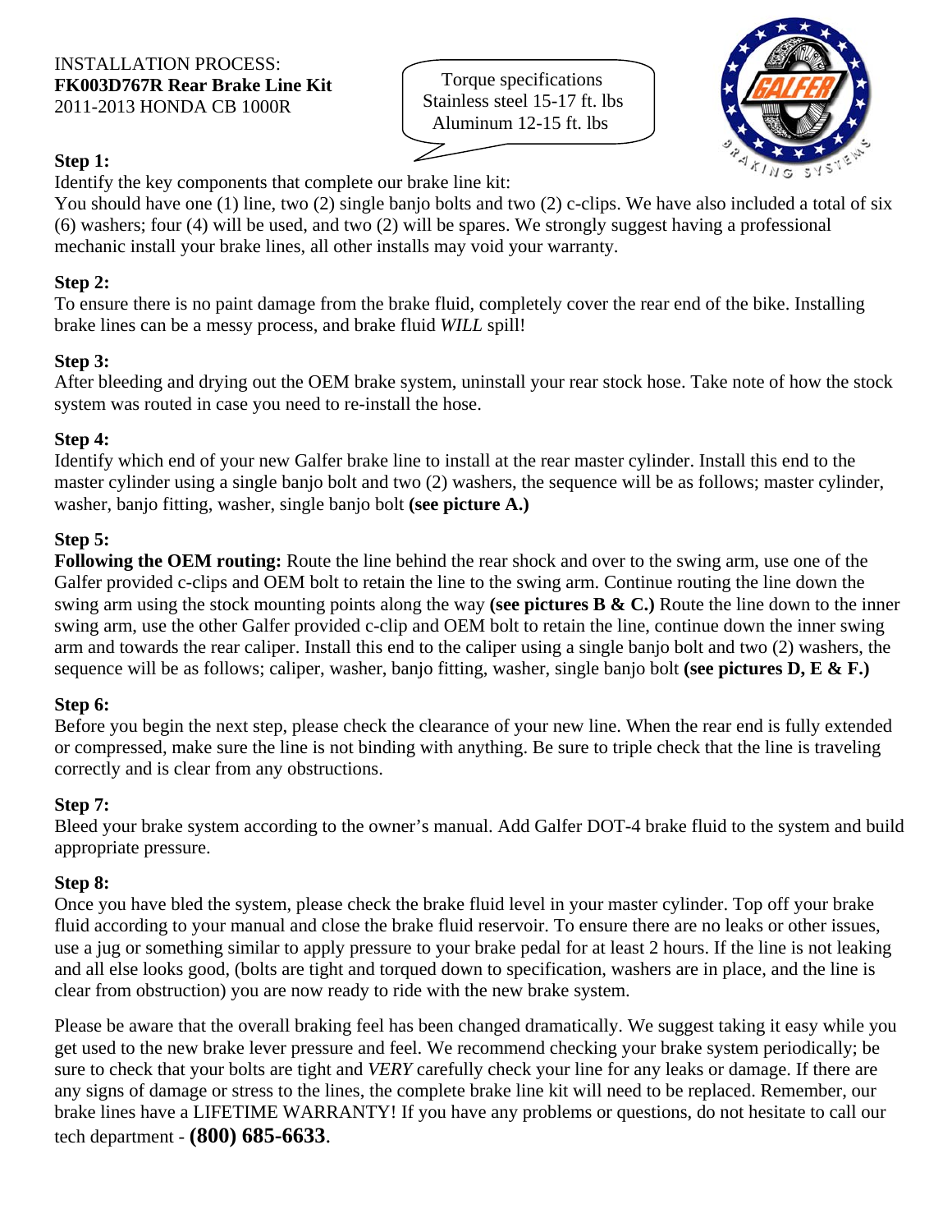INSTALLATION PROCESS:
**FK003D767R Rear Brake Line Kit**
2011-2013 HONDA CB 1000R

Torque specifications
Stainless steel 15-17 ft. lbs
Aluminum 12-15 ft. lbs

**Step 1:**
Identify the key components that complete our brake line kit:
You should have one (1) line, two (2) single banjo bolts and two (2) c-clips. We have also included a total of six (6) washers; four (4) will be used, and two (2) will be spares. We strongly suggest having a professional mechanic install your brake lines, all other installs may void your warranty.

**Step 2:**
To ensure there is no paint damage from the brake fluid, completely cover the rear end of the bike. Installing brake lines can be a messy process, and brake fluid *WILL* spill!

**Step 3:**
After bleeding and drying out the OEM brake system, uninstall your rear stock hose. Take note of how the stock system was routed in case you need to re-install the hose.

**Step 4:**
Identify which end of your new Galfer brake line to install at the rear master cylinder. Install this end to the master cylinder using a single banjo bolt and two (2) washers, the sequence will be as follows; master cylinder, washer, banjo fitting, washer, single banjo bolt **(see picture A.)**

**Step 5:**
**Following the OEM routing:** Route the line behind the rear shock and over to the swing arm, use one of the Galfer provided c-clips and OEM bolt to retain the line to the swing arm. Continue routing the line down the swing arm using the stock mounting points along the way **(see pictures B & C.)** Route the line down to the inner swing arm, use the other Galfer provided c-clip and OEM bolt to retain the line, continue down the inner swing arm and towards the rear caliper. Install this end to the caliper using a single banjo bolt and two (2) washers, the sequence will be as follows; caliper, washer, banjo fitting, washer, single banjo bolt **(see pictures D, E & F.)**

**Step 6:**
Before you begin the next step, please check the clearance of your new line. When the rear end is fully extended or compressed, make sure the line is not binding with anything. Be sure to triple check that the line is traveling correctly and is clear from any obstructions.

**Step 7:**
Bleed your brake system according to the owner's manual. Add Galfer DOT-4 brake fluid to the system and build appropriate pressure.

**Step 8:**
Once you have bled the system, please check the brake fluid level in your master cylinder. Top off your brake fluid according to your manual and close the brake fluid reservoir. To ensure there are no leaks or other issues, use a jug or something similar to apply pressure to your brake pedal for at least 2 hours. If the line is not leaking and all else looks good, (bolts are tight and torqued down to specification, washers are in place, and the line is clear from obstruction) you are now ready to ride with the new brake system.

Please be aware that the overall braking feel has been changed dramatically. We suggest taking it easy while you get used to the new brake lever pressure and feel. We recommend checking your brake system periodically; be sure to check that your bolts are tight and *VERY* carefully check your line for any leaks or damage. If there are any signs of damage or stress to the lines, the complete brake line kit will need to be replaced. Remember, our brake lines have a LIFETIME WARRANTY! If you have any problems or questions, do not hesitate to call our tech department - **(800) 685-6633**.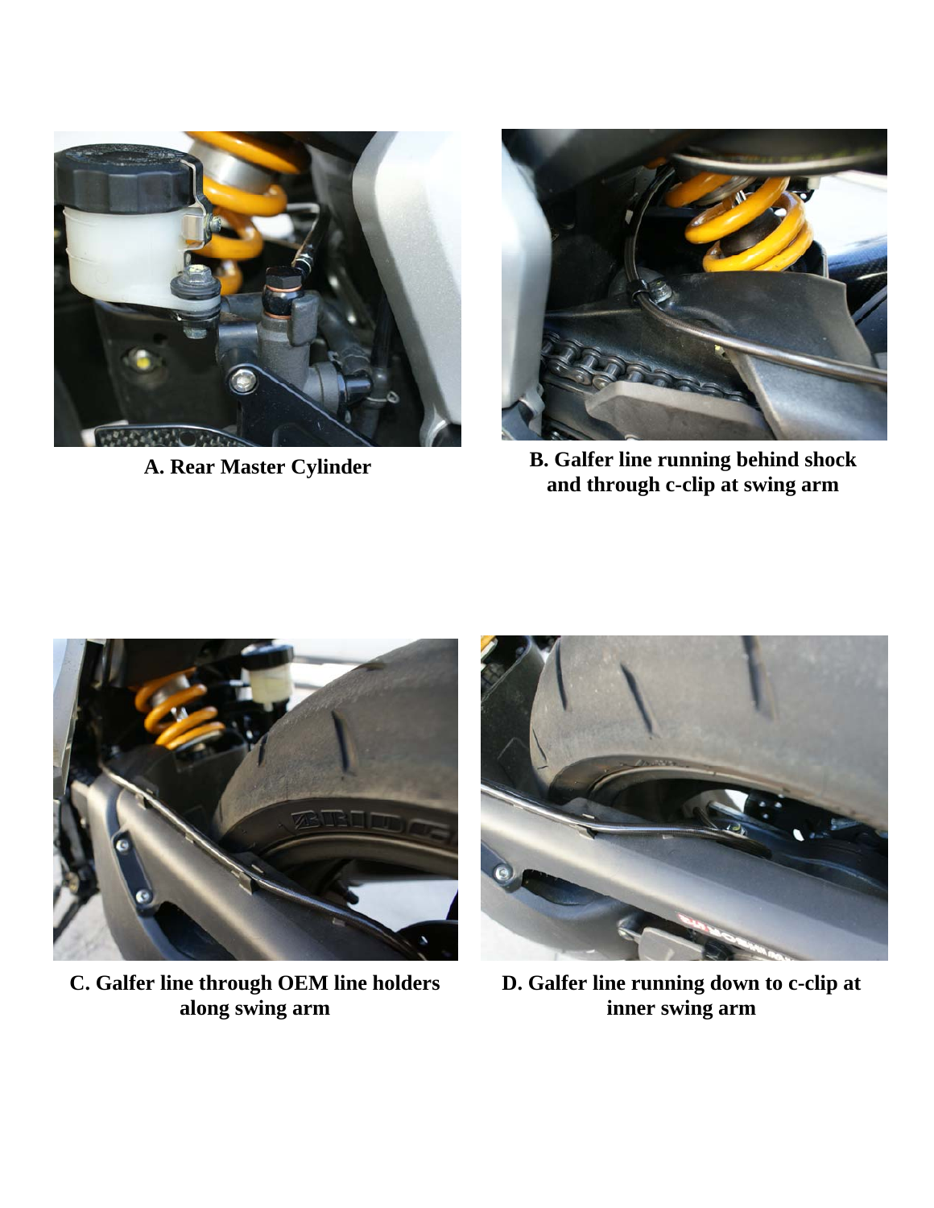**A. Rear Master Cylinder**

**B. Galfer line running behind shock and through c-clip at swing arm**

**C. Galfer line through OEM line holders along swing arm**

**D. Galfer line running down to c-clip at inner swing arm**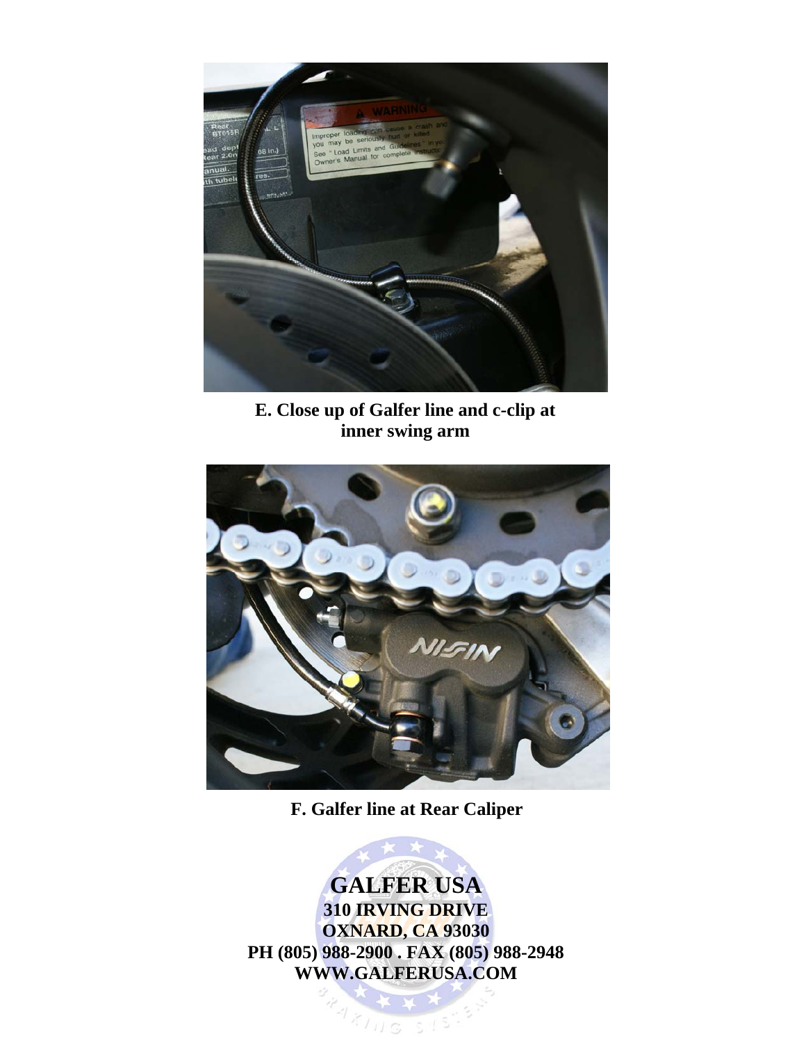**E. Close up of Galfer line and c-clip at inner swing arm**

**F. Galfer line at Rear Caliper**

**GALFER USA**
**310 IRVING DRIVE**
**OXNARD, CA 93030**
**PH (805) 988-2900 . FAX (805) 988-2948**
**WWW.GALFERUSA.COM**